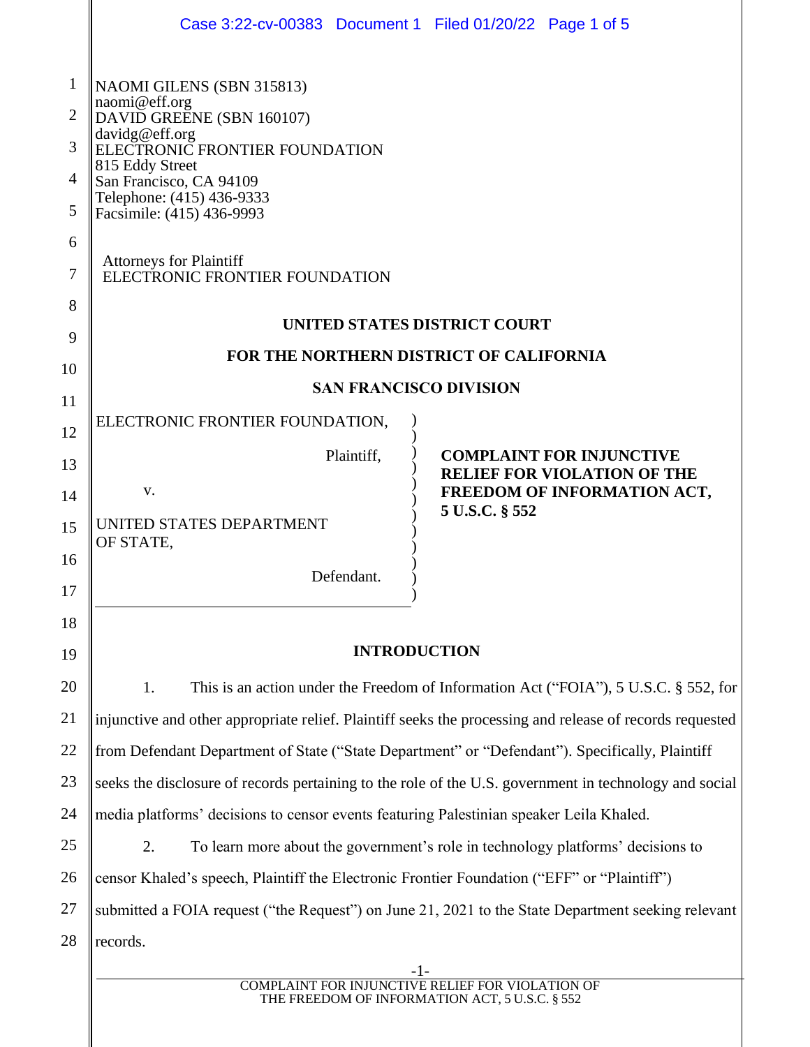NAOMI GILENS (SBN 315813)
naomi@eff.org
DAVID GREENE (SBN 160107)
davidg@eff.org
ELECTRONIC FRONTIER FOUNDATION
815 Eddy Street
San Francisco, CA 94109
Telephone: (415) 436-9333
Facsimile: (415) 436-9993

Attorneys for Plaintiff
ELECTRONIC FRONTIER FOUNDATION

**UNITED STATES DISTRICT COURT**

**FOR THE NORTHERN DISTRICT OF CALIFORNIA**

**SAN FRANCISCO DIVISION**

| | |
|---|---|
| ELECTRONIC FRONTIER FOUNDATION,<br><br>Plaintiff,<br><br>v.<br><br>UNITED STATES DEPARTMENT OF STATE,<br><br>Defendant. | **COMPLAINT FOR INJUNCTIVE RELIEF FOR VIOLATION OF THE FREEDOM OF INFORMATION ACT, 5 U.S.C. § 552** |

## INTRODUCTION

1. This is an action under the Freedom of Information Act ("FOIA"), 5 U.S.C. § 552, for injunctive and other appropriate relief. Plaintiff seeks the processing and release of records requested from Defendant Department of State ("State Department" or "Defendant"). Specifically, Plaintiff seeks the disclosure of records pertaining to the role of the U.S. government in technology and social media platforms' decisions to censor events featuring Palestinian speaker Leila Khaled.

2. To learn more about the government's role in technology platforms' decisions to censor Khaled's speech, Plaintiff the Electronic Frontier Foundation ("EFF" or "Plaintiff") submitted a FOIA request ("the Request") on June 21, 2021 to the State Department seeking relevant records.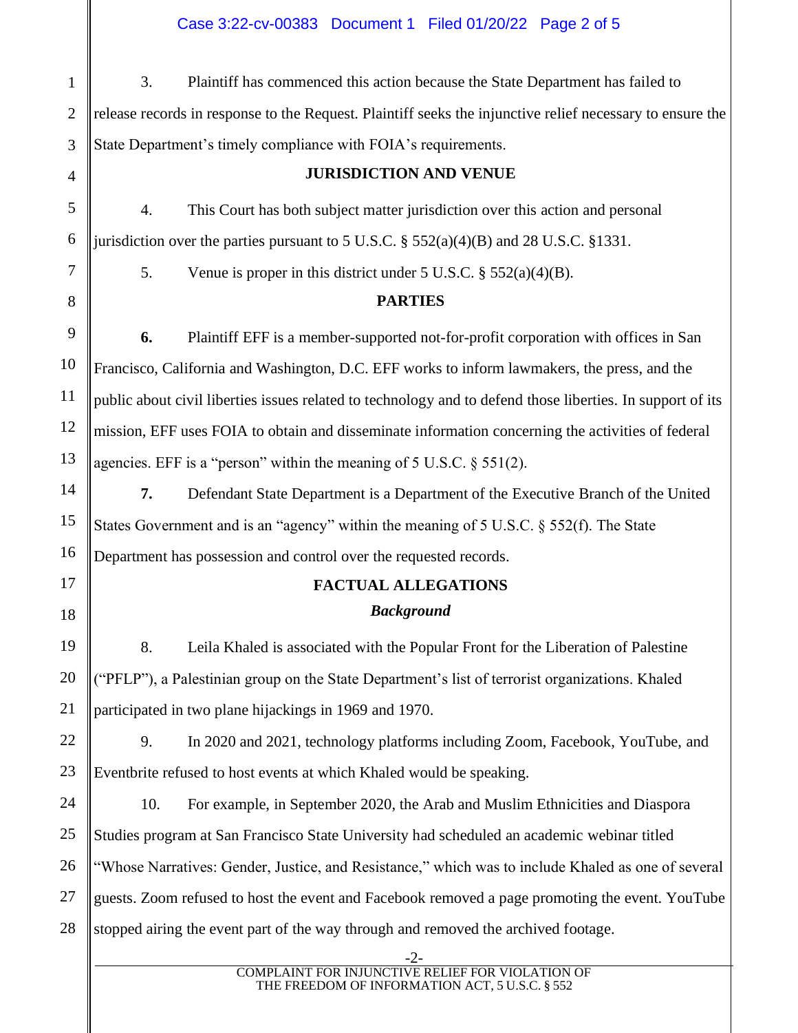3. Plaintiff has commenced this action because the State Department has failed to release records in response to the Request. Plaintiff seeks the injunctive relief necessary to ensure the State Department's timely compliance with FOIA's requirements.

## JURISDICTION AND VENUE

4. This Court has both subject matter jurisdiction over this action and personal jurisdiction over the parties pursuant to 5 U.S.C. § 552(a)(4)(B) and 28 U.S.C. §1331.

5. Venue is proper in this district under 5 U.S.C. § 552(a)(4)(B).

## PARTIES

**6.** Plaintiff EFF is a member-supported not-for-profit corporation with offices in San Francisco, California and Washington, D.C. EFF works to inform lawmakers, the press, and the public about civil liberties issues related to technology and to defend those liberties. In support of its mission, EFF uses FOIA to obtain and disseminate information concerning the activities of federal agencies. EFF is a "person" within the meaning of 5 U.S.C. § 551(2).

**7.** Defendant State Department is a Department of the Executive Branch of the United States Government and is an "agency" within the meaning of 5 U.S.C. § 552(f). The State Department has possession and control over the requested records.

## FACTUAL ALLEGATIONS

### *Background*

8. Leila Khaled is associated with the Popular Front for the Liberation of Palestine ("PFLP"), a Palestinian group on the State Department's list of terrorist organizations. Khaled participated in two plane hijackings in 1969 and 1970.

9. In 2020 and 2021, technology platforms including Zoom, Facebook, YouTube, and Eventbrite refused to host events at which Khaled would be speaking.

10. For example, in September 2020, the Arab and Muslim Ethnicities and Diaspora Studies program at San Francisco State University had scheduled an academic webinar titled "Whose Narratives: Gender, Justice, and Resistance," which was to include Khaled as one of several guests. Zoom refused to host the event and Facebook removed a page promoting the event. YouTube stopped airing the event part of the way through and removed the archived footage.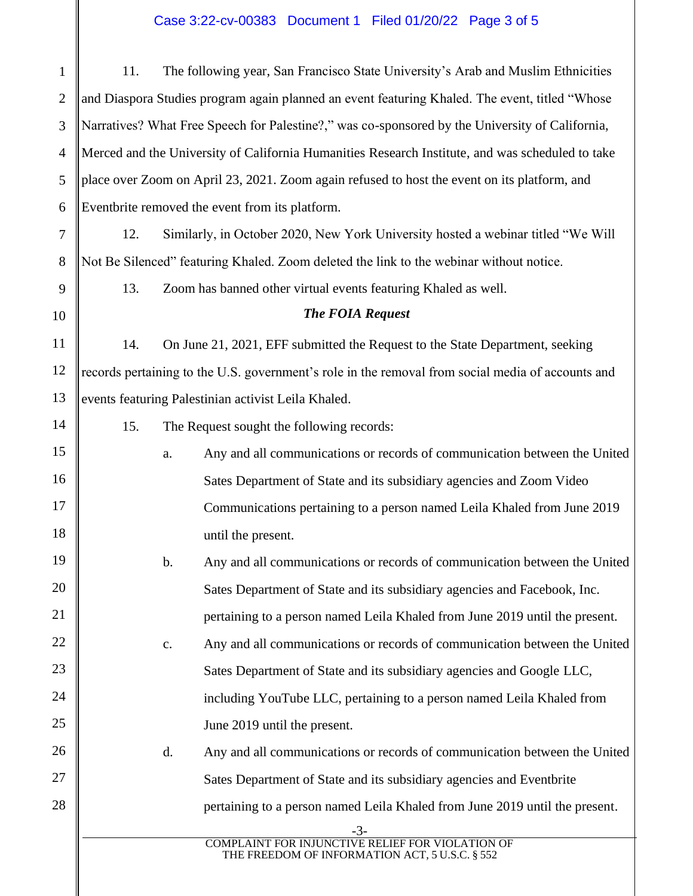11. The following year, San Francisco State University's Arab and Muslim Ethnicities and Diaspora Studies program again planned an event featuring Khaled. The event, titled "Whose Narratives? What Free Speech for Palestine?," was co-sponsored by the University of California, Merced and the University of California Humanities Research Institute, and was scheduled to take place over Zoom on April 23, 2021. Zoom again refused to host the event on its platform, and Eventbrite removed the event from its platform.

12. Similarly, in October 2020, New York University hosted a webinar titled "We Will Not Be Silenced" featuring Khaled. Zoom deleted the link to the webinar without notice.

13. Zoom has banned other virtual events featuring Khaled as well.

***The FOIA Request***

14. On June 21, 2021, EFF submitted the Request to the State Department, seeking records pertaining to the U.S. government's role in the removal from social media of accounts and events featuring Palestinian activist Leila Khaled.

15. The Request sought the following records:

a. Any and all communications or records of communication between the United Sates Department of State and its subsidiary agencies and Zoom Video Communications pertaining to a person named Leila Khaled from June 2019 until the present.

b. Any and all communications or records of communication between the United Sates Department of State and its subsidiary agencies and Facebook, Inc. pertaining to a person named Leila Khaled from June 2019 until the present.

c. Any and all communications or records of communication between the United Sates Department of State and its subsidiary agencies and Google LLC, including YouTube LLC, pertaining to a person named Leila Khaled from June 2019 until the present.

d. Any and all communications or records of communication between the United Sates Department of State and its subsidiary agencies and Eventbrite pertaining to a person named Leila Khaled from June 2019 until the present.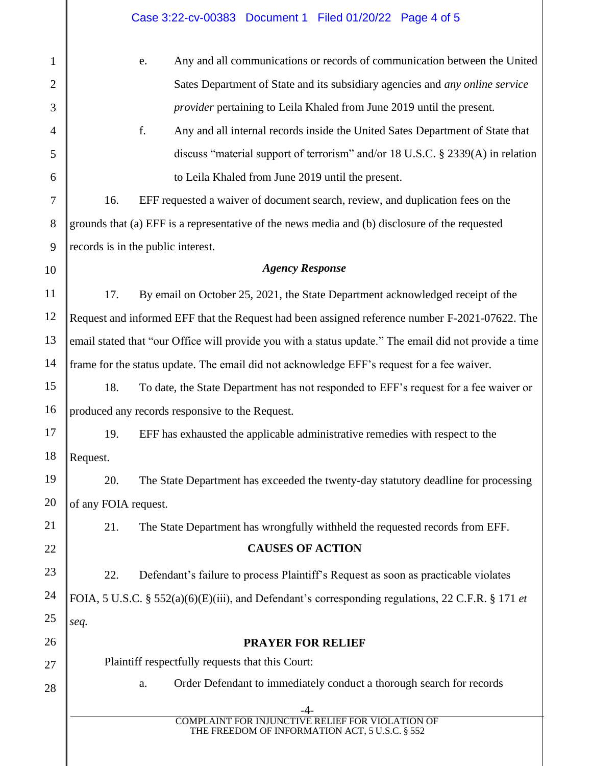e. Any and all communications or records of communication between the United Sates Department of State and its subsidiary agencies and *any online service provider* pertaining to Leila Khaled from June 2019 until the present.

f. Any and all internal records inside the United Sates Department of State that discuss "material support of terrorism" and/or 18 U.S.C. § 2339(A) in relation to Leila Khaled from June 2019 until the present.

16. EFF requested a waiver of document search, review, and duplication fees on the grounds that (a) EFF is a representative of the news media and (b) disclosure of the requested records is in the public interest.

***Agency Response***

17. By email on October 25, 2021, the State Department acknowledged receipt of the Request and informed EFF that the Request had been assigned reference number F-2021-07622. The email stated that "our Office will provide you with a status update." The email did not provide a time frame for the status update. The email did not acknowledge EFF's request for a fee waiver.

18. To date, the State Department has not responded to EFF's request for a fee waiver or produced any records responsive to the Request.

19. EFF has exhausted the applicable administrative remedies with respect to the Request.

20. The State Department has exceeded the twenty-day statutory deadline for processing of any FOIA request.

21. The State Department has wrongfully withheld the requested records from EFF.

**CAUSES OF ACTION**

22. Defendant's failure to process Plaintiff's Request as soon as practicable violates FOIA, 5 U.S.C. § 552(a)(6)(E)(iii), and Defendant's corresponding regulations, 22 C.F.R. § 171 *et seq.*

**PRAYER FOR RELIEF**

Plaintiff respectfully requests that this Court:

a. Order Defendant to immediately conduct a thorough search for records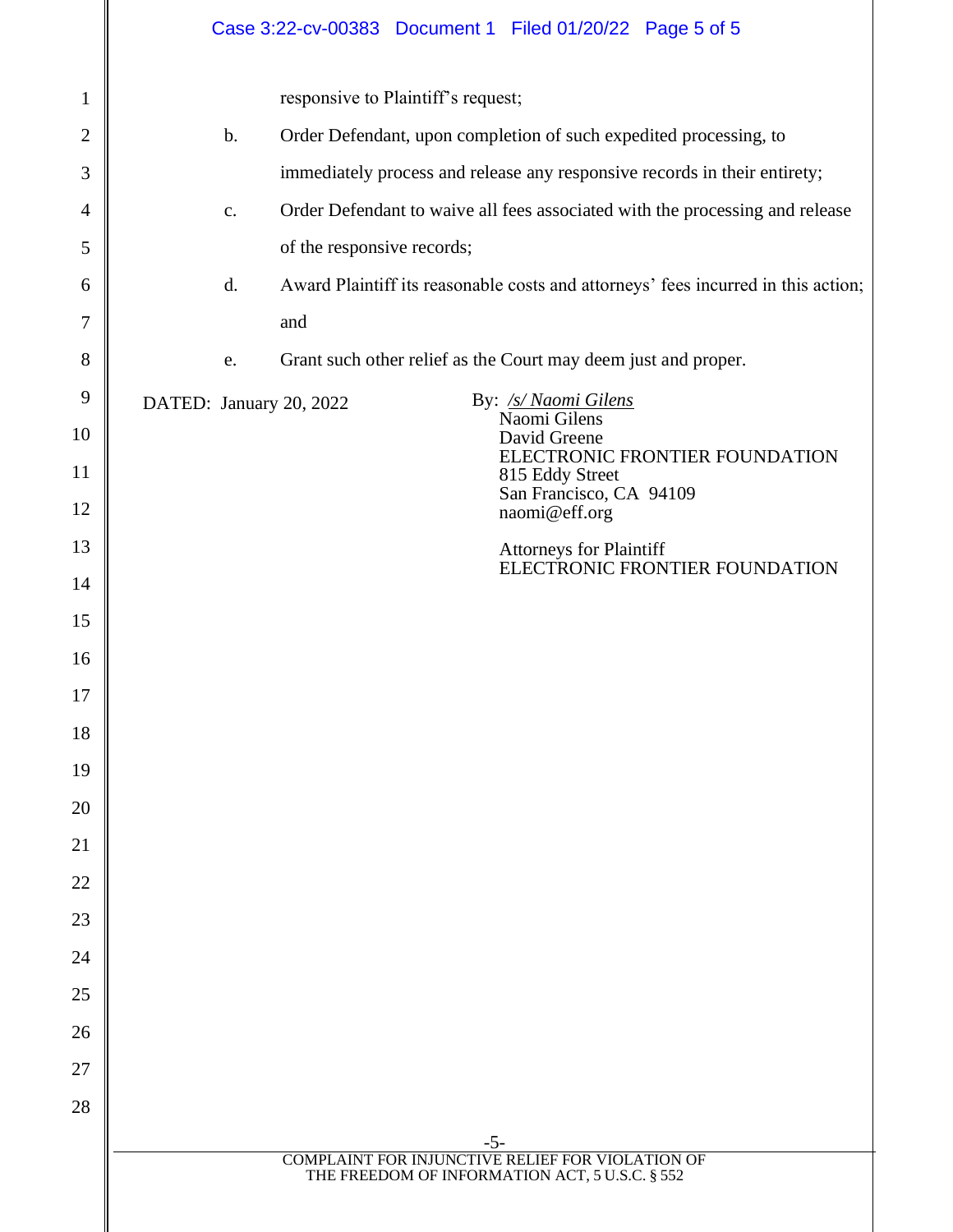responsive to Plaintiff's request;

b. Order Defendant, upon completion of such expedited processing, to immediately process and release any responsive records in their entirety;

c. Order Defendant to waive all fees associated with the processing and release of the responsive records;

d. Award Plaintiff its reasonable costs and attorneys' fees incurred in this action; and

e. Grant such other relief as the Court may deem just and proper.

DATED: January 20, 2022

By: */s/ Naomi Gilens*
Naomi Gilens
David Greene
ELECTRONIC FRONTIER FOUNDATION
815 Eddy Street
San Francisco, CA 94109
naomi@eff.org

Attorneys for Plaintiff
ELECTRONIC FRONTIER FOUNDATION